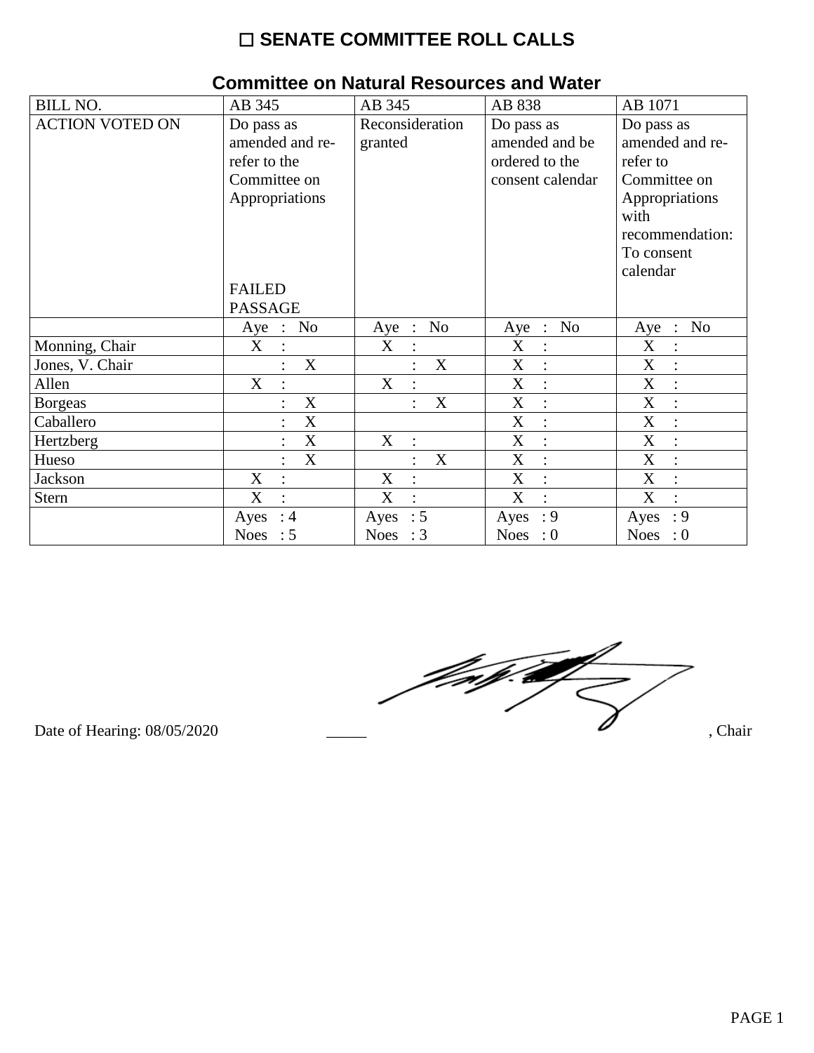# ☐ SENATE COMMITTEE ROLL CALLS

## Committee on Natural Resources and Water

| BILL NO. | AB 345 | AB 345 | AB 838 | AB 1071 |
|---|---|---|---|---|
| ACTION VOTED ON | Do pass as amended and re-refer to the Committee on Appropriations<br><br>FAILED PASSAGE | Reconsideration granted | Do pass as amended and be ordered to the consent calendar | Do pass as amended and re-refer to Committee on Appropriations with recommendation: To consent calendar |
| | Aye : No | Aye : No | Aye : No | Aye : No |
| Monning, Chair | X : | X : | X : | X : |
| Jones, V. Chair | : X | : X | X : | X : |
| Allen | X : | X : | X : | X : |
| Borgeas | : X | : X | X : | X : |
| Caballero | : X | | X : | X : |
| Hertzberg | : X | X : | X : | X : |
| Hueso | : X | : X | X : | X : |
| Jackson | X : | X : | X : | X : |
| Stern | X : | X : | X : | X : |
| | Ayes : 4<br>Noes : 5 | Ayes : 5<br>Noes : 3 | Ayes : 9<br>Noes : 0 | Ayes : 9<br>Noes : 0 |

Date of Hearing: 08/05/2020 _____ , Chair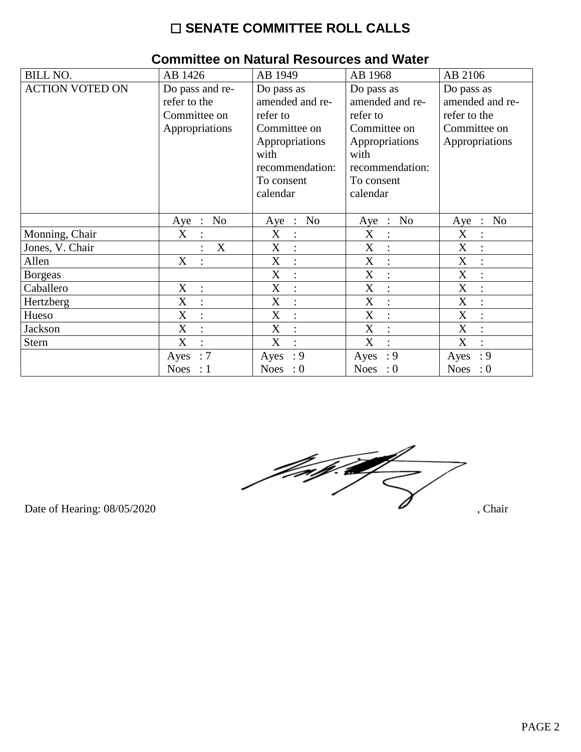# ☐ SENATE COMMITTEE ROLL CALLS

## Committee on Natural Resources and Water

| BILL NO. | AB 1426 | AB 1949 | AB 1968 | AB 2106 |
|---|---|---|---|---|
| ACTION VOTED ON | Do pass and re-refer to the Committee on Appropriations | Do pass as amended and re-refer to Committee on Appropriations with recommendation: To consent calendar | Do pass as amended and re-refer to Committee on Appropriations with recommendation: To consent calendar | Do pass as amended and re-refer to the Committee on Appropriations |
| | Aye : No | Aye : No | Aye : No | Aye : No |
| Monning, Chair | X : | X : | X : | X : |
| Jones, V. Chair | : X | X : | X : | X : |
| Allen | X : | X : | X : | X : |
| Borgeas | | X : | X : | X : |
| Caballero | X : | X : | X : | X : |
| Hertzberg | X : | X : | X : | X : |
| Hueso | X : | X : | X : | X : |
| Jackson | X : | X : | X : | X : |
| Stern | X : | X : | X : | X : |
| | Ayes : 7 Noes : 1 | Ayes : 9 Noes : 0 | Ayes : 9 Noes : 0 | Ayes : 9 Noes : 0 |

Date of Hearing: 08/05/2020

, Chair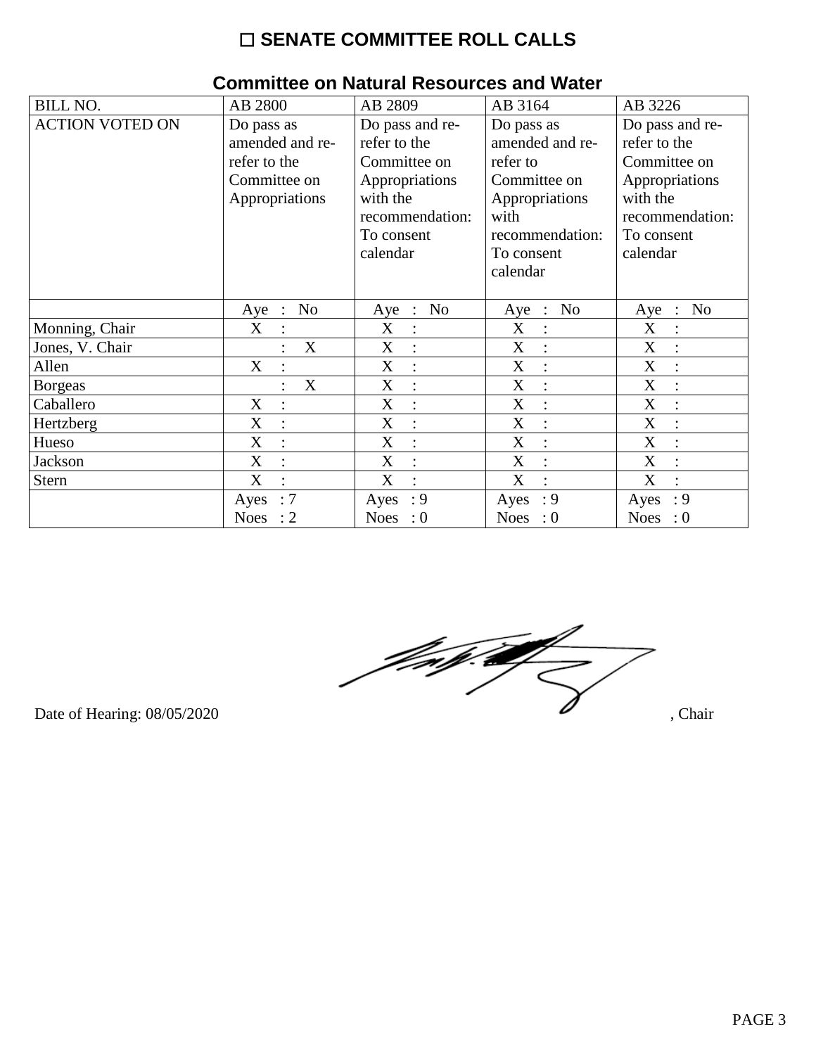# ☐ SENATE COMMITTEE ROLL CALLS

## Committee on Natural Resources and Water

| BILL NO. | AB 2800 | AB 2809 | AB 3164 | AB 3226 |
|---|---|---|---|---|
| ACTION VOTED ON | Do pass as amended and re-refer to the Committee on Appropriations | Do pass and re-refer to the Committee on Appropriations with the recommendation: To consent calendar | Do pass as amended and re-refer to Committee on Appropriations with recommendation: To consent calendar | Do pass and re-refer to the Committee on Appropriations with the recommendation: To consent calendar |
| | Aye : No | Aye : No | Aye : No | Aye : No |
| Monning, Chair | X : | X : | X : | X : |
| Jones, V. Chair | : X | X : | X : | X : |
| Allen | X : | X : | X : | X : |
| Borgeas | : X | X : | X : | X : |
| Caballero | X : | X : | X : | X : |
| Hertzberg | X : | X : | X : | X : |
| Hueso | X : | X : | X : | X : |
| Jackson | X : | X : | X : | X : |
| Stern | X : | X : | X : | X : |
| | Ayes : 7<br>Noes : 2 | Ayes : 9<br>Noes : 0 | Ayes : 9<br>Noes : 0 | Ayes : 9<br>Noes : 0 |

Date of Hearing: 08/05/2020 , Chair